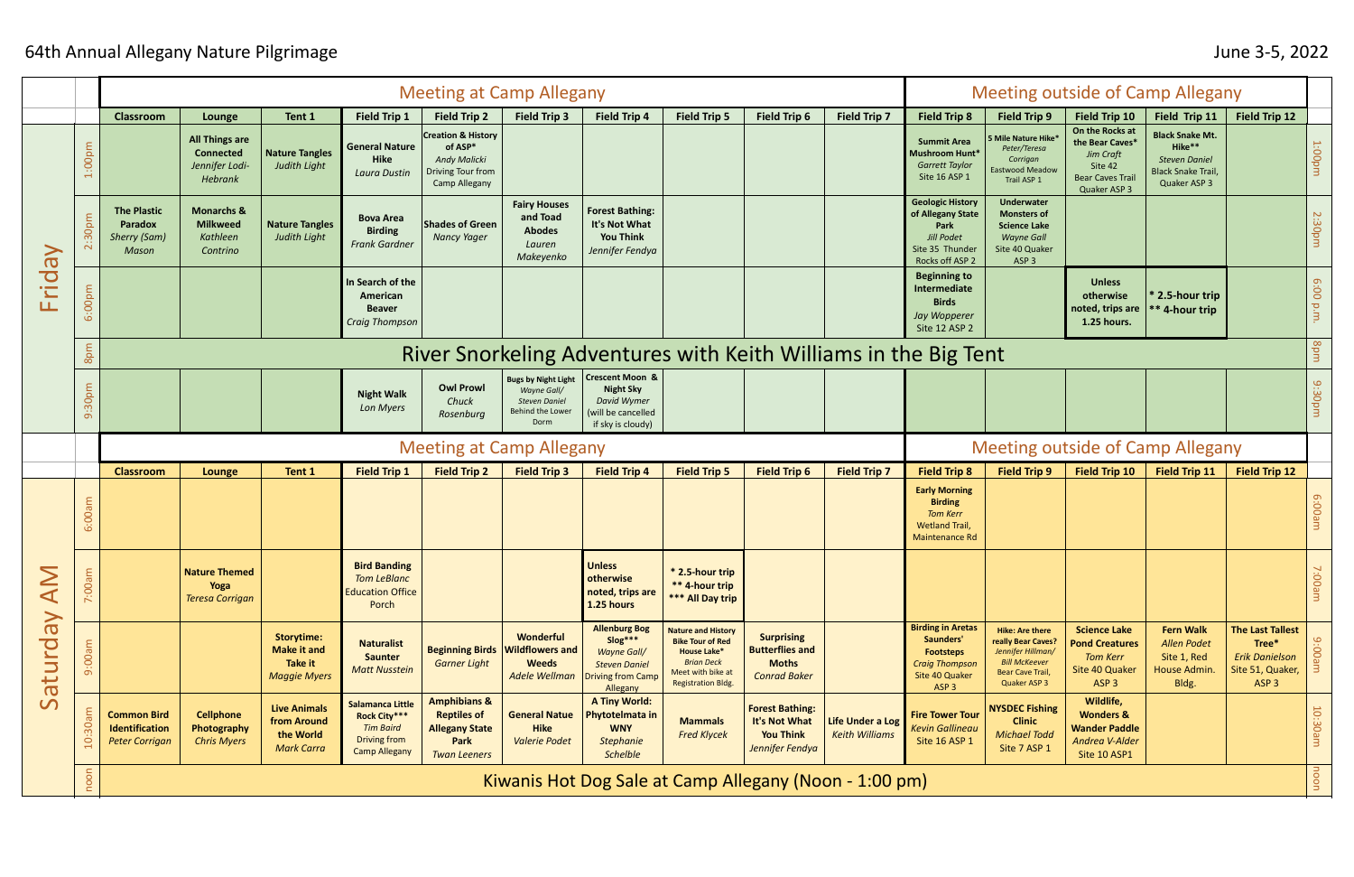# 64th Annual Allegany Nature Pilgrimage

June 3-5, 2022

## Friday

| | | Meeting at Camp Allegany | | | | | | | | | | Meeting outside of Camp Allegany | | | | | |
|---|---|---|---|---|---|---|---|---|---|---|---|---|---|---|---|---|---|
| | | **Classroom** | **Lounge** | **Tent 1** | **Field Trip 1** | **Field Trip 2** | **Field Trip 3** | **Field Trip 4** | **Field Trip 5** | **Field Trip 6** | **Field Trip 7** | **Field Trip 8** | **Field Trip 9** | **Field Trip 10** | **Field Trip 11** | **Field Trip 12** | |
| Friday | 1:00pm | | **All Things are Connected** *Jennifer Lodi-Hebrank* | **Nature Tangles** *Judith Light* | **General Nature Hike** *Laura Dustin* | **Creation & History of ASP*** *Andy Malicki* Driving Tour from Camp Allegany | | | | | | **Summit Area Mushroom Hunt*** *Garrett Taylor* Site 16 ASP 1 | **5 Mile Nature Hike*** *Peter/Teresa Corrigan* Eastwood Meadow Trail ASP 1 | **On the Rocks at the Bear Caves*** *Jim Craft* Site 42 Bear Caves Trail Quaker ASP 3 | **Black Snake Mt. Hike**** *Steven Daniel* Black Snake Trail, Quaker ASP 3 | | 1:00pm |
| | 2:30pm | **The Plastic Paradox** *Sherry (Sam) Mason* | **Monarchs & Milkweed** *Kathleen Contrino* | **Nature Tangles** *Judith Light* | **Bova Area Birding** *Frank Gardner* | **Shades of Green** *Nancy Yager* | **Fairy Houses and Toad Abodes** *Lauren Makeyenko* | **Forest Bathing: It's Not What You Think** *Jennifer Fendya* | | | | **Geologic History of Allegany State Park** *Jill Podet* Site 35 Thunder Rocks off ASP 2 | **Underwater Monsters of Science Lake** *Wayne Gall* Site 40 Quaker ASP 3 | | | | 2:30pm |
| | 6:00pm | | | | **In Search of the American Beaver** *Craig Thompson* | | | | | | | **Beginning to Intermediate Birds** *Jay Wopperer* Site 12 ASP 2 | | **Unless otherwise noted, trips are 1.25 hours.** | *** 2.5-hour trip** **** 4-hour trip** | | 6:00 p.m. |
| | 8pm | River Snorkeling Adventures with Keith Williams in the Big Tent | | | | | | | | | | | | | | | 8pm |
| | 9:30pm | | | | **Night Walk** *Lon Myers* | **Owl Prowl** *Chuck Rosenburg* | **Bugs by Night Light** *Wayne Gall/ Steven Daniel* Behind the Lower Dorm | **Crescent Moon & Night Sky** *David Wymer* (will be cancelled if sky is cloudy) | | | | | | | | | 9:30pm |

## Saturday AM

| | | Meeting at Camp Allegany | | | | | | | | | | Meeting outside of Camp Allegany | | | | | |
|---|---|---|---|---|---|---|---|---|---|---|---|---|---|---|---|---|---|
| | | **Classroom** | **Lounge** | **Tent 1** | **Field Trip 1** | **Field Trip 2** | **Field Trip 3** | **Field Trip 4** | **Field Trip 5** | **Field Trip 6** | **Field Trip 7** | **Field Trip 8** | **Field Trip 9** | **Field Trip 10** | **Field Trip 11** | **Field Trip 12** | |
| Saturday AM | 6:00am | | | | | | | | | | | **Early Morning Birding** *Tom Kerr* Wetland Trail, Maintenance Rd | | | | | 6:00am |
| | 7:00am | | **Nature Themed Yoga** *Teresa Corrigan* | | **Bird Banding** *Tom LeBlanc* Education Office Porch | | | **Unless otherwise noted, trips are 1.25 hours** | *** 2.5-hour trip** **** 4-hour trip** ***** All Day trip** | | | | | | | | 7:00am |
| | 9:00am | | | **Storytime: Make it and Take it** *Maggie Myers* | **Naturalist Saunter** *Matt Nusstein* | **Beginning Birds** *Garner Light* | **Wonderful Wildflowers and Weeds** *Adele Wellman* | **Allenburg Bog Slog***** *Wayne Gall/ Steven Daniel* Driving from Camp Allegany | **Nature and History Bike Tour of Red House Lake*** *Brian Deck* Meet with bike at Registration Bldg. | **Surprising Butterflies and Moths** *Conrad Baker* | | **Birding in Aretas Saunders' Footsteps** *Craig Thompson* Site 40 Quaker ASP 3 | **Hike: Are there really Bear Caves?** *Jennifer Hillman/ Bill McKeever* Bear Cave Trail, Quaker ASP 3 | **Science Lake Pond Creatures** *Tom Kerr* Site 40 Quaker ASP 3 | **Fern Walk** *Allen Podet* Site 1, Red House Admin. Bldg. | **The Last Tallest Tree*** *Erik Danielson* Site 51, Quaker, ASP 3 | 9:00am |
| | 10:30am | **Common Bird Identification** *Peter Corrigan* | **Cellphone Photography** *Chris Myers* | **Live Animals from Around the World** *Mark Carra* | **Salamanca Little Rock City***** *Tim Baird* Driving from Camp Allegany | **Amphibians & Reptiles of Allegany State Park** *Twan Leeners* | **General Natue Hike** *Valerie Podet* | **A Tiny World: Phytotelmata in WNY** *Stephanie Schelble* | **Mammals** *Fred Klycek* | **Forest Bathing: It's Not What You Think** *Jennifer Fendya* | **Life Under a Log** *Keith Williams* | **Fire Tower Tour** *Kevin Gallineau* Site 16 ASP 1 | **NYSDEC Fishing Clinic** *Michael Todd* Site 7 ASP 1 | **Wildlife, Wonders & Wander Paddle** *Andrea V-Alder* Site 10 ASP1 | | | 10:30am |
| | noon | Kiwanis Hot Dog Sale at Camp Allegany (Noon - 1:00 pm) | | | | | | | | | | | | | | | noon |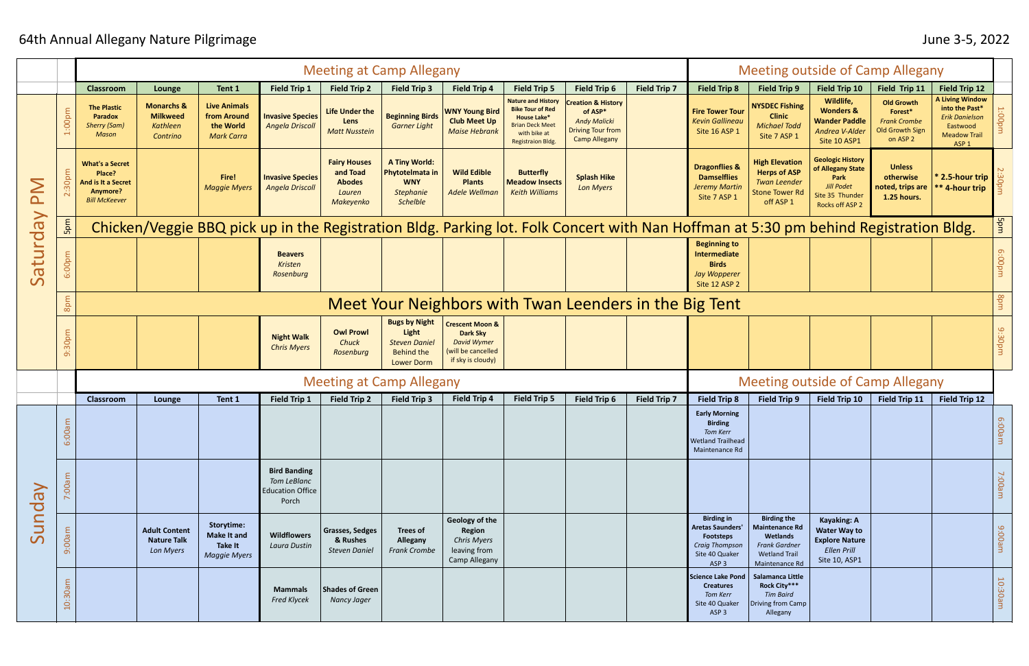# 64th Annual Allegany Nature Pilgrimage

June 3-5, 2022

## Saturday PM

| | Classroom | Lounge | Tent 1 | Field Trip 1 | Field Trip 2 | Field Trip 3 | Field Trip 4 | Field Trip 5 | Field Trip 6 | Field Trip 7 | Field Trip 8 | Field Trip 9 | Field Trip 10 | Field Trip 11 | Field Trip 12 |
|---|---|---|---|---|---|---|---|---|---|---|---|---|---|---|---|
| | Meeting at Camp Allegany | | | | | | | | | | Meeting outside of Camp Allegany | | | | |
| 1:00pm | **The Plastic Paradox** *Sherry (Sam) Mason* | **Monarchs & Milkweed** *Kathleen Contrino* | **Live Animals from Around the World** *Mark Carra* | **Invasive Species** *Angela Driscoll* | **Life Under the Lens** *Matt Nusstein* | **Beginning Birds** *Garner Light* | **WNY Young Bird Club Meet Up** *Maise Hebrank* | **Nature and History Bike Tour of Red House Lake*** Brian Deck Meet with bike at Registraion Bldg. | **Creation & History of ASP*** *Andy Malicki* Driving Tour from Camp Allegany | | **Fire Tower Tour** *Kevin Gallineau* Site 16 ASP 1 | **NYSDEC Fishing Clinic** *Michael Todd* Site 7 ASP 1 | **Wildlife, Wonders & Wander Paddle** *Andrea V-Alder* Site 10 ASP1 | **Old Growth Forest*** *Frank Crombe* Old Growth Sign on ASP 2 | **A Living Window into the Past*** *Erik Danielson* Eastwood Meadow Trail ASP 1 |
| 2:30pm | **What's a Secret Place? And is It a Secret Anymore?** *Bill McKeever* | | **Fire!** *Maggie Myers* | **Invasive Species** *Angela Driscoll* | **Fairy Houses and Toad Abodes** *Lauren Makeyenko* | **A Tiny World: Phytotelmata in WNY** *Stephanie Schelble* | **Wild Edible Plants** *Adele Wellman* | **Butterfly Meadow Insects** *Keith Williams* | **Splash Hike** *Lon Myers* | | **Dragonflies & Damselflies** *Jeremy Martin* Site 7 ASP 1 | **High Elevation Herps of ASP** *Twan Leender* Stone Tower Rd off ASP 1 | **Geologic History of Allegany State Park** *Jill Podet* Site 35 Thunder Rocks off ASP 2 | **Unless otherwise noted, trips are 1.25 hours.** | *** 2.5-hour trip** **** 4-hour trip** |
| 5pm | Chicken/Veggie BBQ pick up in the Registration Bldg. Parking lot. Folk Concert with Nan Hoffman at 5:30 pm behind Registration Bldg. | | | | | | | | | | | | | | |
| 6:00pm | | | | **Beavers** *Kristen Rosenburg* | | | | | | | **Beginning to Intermediate Birds** *Jay Wopperer* Site 12 ASP 2 | | | | |
| 8pm | Meet Your Neighbors with Twan Leenders in the Big Tent | | | | | | | | | | | | | | |
| 9:30pm | | | | **Night Walk** *Chris Myers* | **Owl Prowl** *Chuck Rosenburg* | **Bugs by Night Light** *Steven Daniel* Behind the Lower Dorm | **Crescent Moon & Dark Sky** *David Wymer* (will be cancelled if sky is cloudy) | | | | | | | | |

## Sunday

| | Classroom | Lounge | Tent 1 | Field Trip 1 | Field Trip 2 | Field Trip 3 | Field Trip 4 | Field Trip 5 | Field Trip 6 | Field Trip 7 | Field Trip 8 | Field Trip 9 | Field Trip 10 | Field Trip 11 | Field Trip 12 |
|---|---|---|---|---|---|---|---|---|---|---|---|---|---|---|---|
| | Meeting at Camp Allegany | | | | | | | | | | Meeting outside of Camp Allegany | | | | |
| 6:00am | | | | | | | | | | | **Early Morning Birding** *Tom Kerr* Wetland Trailhead Maintenance Rd | | | | |
| 7:00am | | | | **Bird Banding** *Tom LeBlanc* Education Office Porch | | | | | | | | | | | |
| 9:00am | | **Adult Content Nature Talk** *Lon Myers* | **Storytime: Make It and Take It** *Maggie Myers* | **Wildflowers** *Laura Dustin* | **Grasses, Sedges & Rushes** *Steven Daniel* | **Trees of Allegany** *Frank Crombe* | **Geology of the Region** *Chris Myers* leaving from Camp Allegany | | | | **Birding in Aretas Saunders' Footsteps** *Craig Thompson* Site 40 Quaker ASP 3 | **Birding the Maintenance Rd Wetlands** *Frank Gardner* Wetland Trail Maintenance Rd | **Kayaking: A Water Way to Explore Nature** *Ellen Prill* Site 10, ASP1 | | |
| 10:30am | | | | **Mammals** *Fred Klycek* | **Shades of Green** *Nancy Jager* | | | | | | **Science Lake Pond Creatures** *Tom Kerr* Site 40 Quaker ASP 3 | **Salamanca Little Rock City***** *Tim Baird* Driving from Camp Allegany | | | |